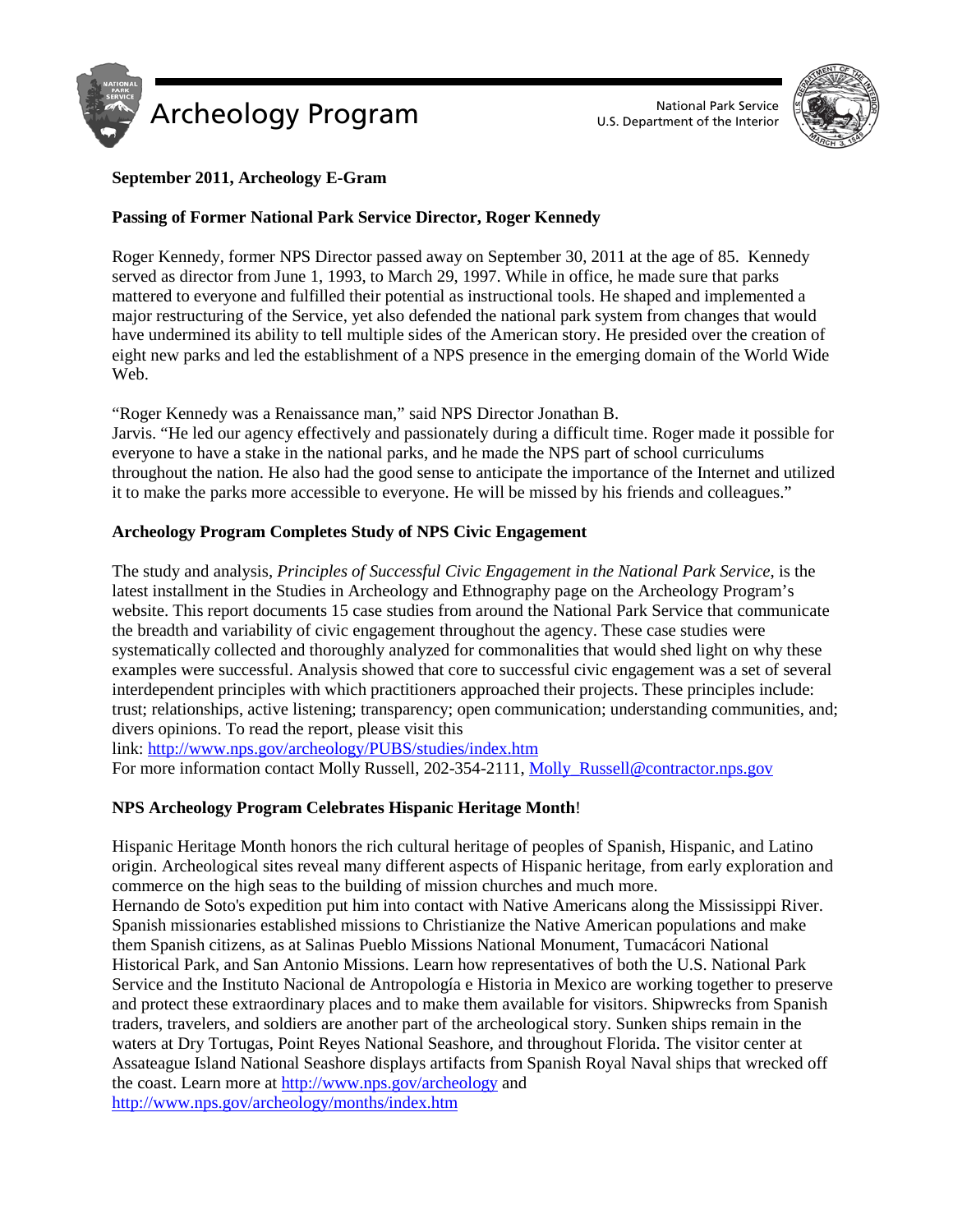# Archeology Program

National Park Service
U.S. Department of the Interior

**September 2011, Archeology E-Gram**

**Passing of Former National Park Service Director, Roger Kennedy**

Roger Kennedy, former NPS Director passed away on September 30, 2011 at the age of 85. Kennedy served as director from June 1, 1993, to March 29, 1997. While in office, he made sure that parks mattered to everyone and fulfilled their potential as instructional tools. He shaped and implemented a major restructuring of the Service, yet also defended the national park system from changes that would have undermined its ability to tell multiple sides of the American story. He presided over the creation of eight new parks and led the establishment of a NPS presence in the emerging domain of the World Wide Web.

"Roger Kennedy was a Renaissance man," said NPS Director Jonathan B. Jarvis. "He led our agency effectively and passionately during a difficult time. Roger made it possible for everyone to have a stake in the national parks, and he made the NPS part of school curriculums throughout the nation. He also had the good sense to anticipate the importance of the Internet and utilized it to make the parks more accessible to everyone. He will be missed by his friends and colleagues."

**Archeology Program Completes Study of NPS Civic Engagement**

The study and analysis, *Principles of Successful Civic Engagement in the National Park Service*, is the latest installment in the Studies in Archeology and Ethnography page on the Archeology Program's website. This report documents 15 case studies from around the National Park Service that communicate the breadth and variability of civic engagement throughout the agency. These case studies were systematically collected and thoroughly analyzed for commonalities that would shed light on why these examples were successful. Analysis showed that core to successful civic engagement was a set of several interdependent principles with which practitioners approached their projects. These principles include: trust; relationships, active listening; transparency; open communication; understanding communities, and; divers opinions. To read the report, please visit this link: http://www.nps.gov/archeology/PUBS/studies/index.htm
For more information contact Molly Russell, 202-354-2111, Molly_Russell@contractor.nps.gov

**NPS Archeology Program Celebrates Hispanic Heritage Month!**

Hispanic Heritage Month honors the rich cultural heritage of peoples of Spanish, Hispanic, and Latino origin. Archeological sites reveal many different aspects of Hispanic heritage, from early exploration and commerce on the high seas to the building of mission churches and much more.
Hernando de Soto's expedition put him into contact with Native Americans along the Mississippi River. Spanish missionaries established missions to Christianize the Native American populations and make them Spanish citizens, as at Salinas Pueblo Missions National Monument, Tumacácori National Historical Park, and San Antonio Missions. Learn how representatives of both the U.S. National Park Service and the Instituto Nacional de Antropología e Historia in Mexico are working together to preserve and protect these extraordinary places and to make them available for visitors. Shipwrecks from Spanish traders, travelers, and soldiers are another part of the archeological story. Sunken ships remain in the waters at Dry Tortugas, Point Reyes National Seashore, and throughout Florida. The visitor center at Assateague Island National Seashore displays artifacts from Spanish Royal Naval ships that wrecked off the coast. Learn more at http://www.nps.gov/archeology and http://www.nps.gov/archeology/months/index.htm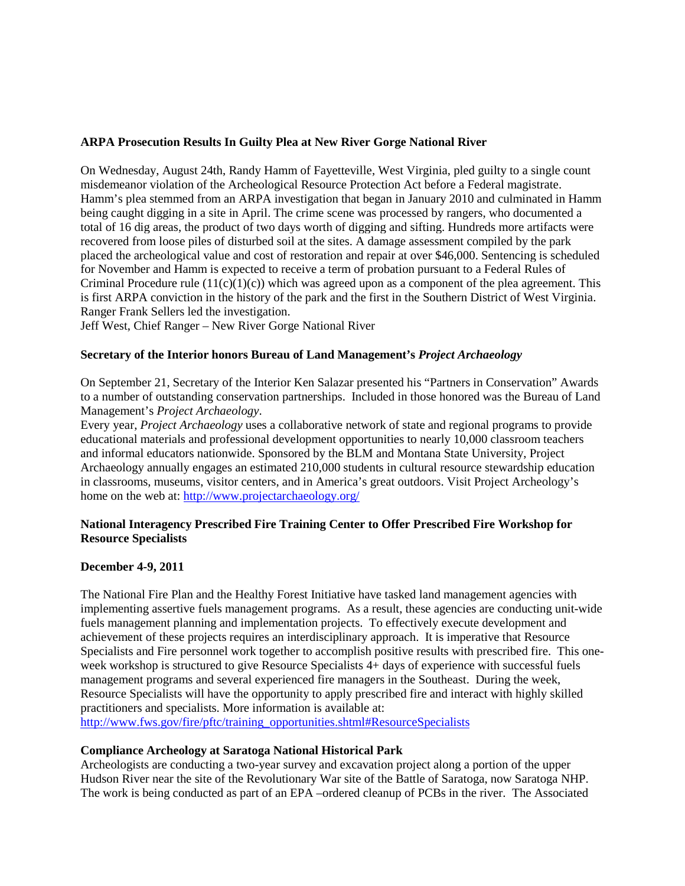**ARPA Prosecution Results In Guilty Plea at New River Gorge National River**

On Wednesday, August 24th, Randy Hamm of Fayetteville, West Virginia, pled guilty to a single count misdemeanor violation of the Archeological Resource Protection Act before a Federal magistrate. Hamm's plea stemmed from an ARPA investigation that began in January 2010 and culminated in Hamm being caught digging in a site in April. The crime scene was processed by rangers, who documented a total of 16 dig areas, the product of two days worth of digging and sifting. Hundreds more artifacts were recovered from loose piles of disturbed soil at the sites. A damage assessment compiled by the park placed the archeological value and cost of restoration and repair at over $46,000. Sentencing is scheduled for November and Hamm is expected to receive a term of probation pursuant to a Federal Rules of Criminal Procedure rule (11(c)(1)(c)) which was agreed upon as a component of the plea agreement. This is first ARPA conviction in the history of the park and the first in the Southern District of West Virginia. Ranger Frank Sellers led the investigation.
Jeff West, Chief Ranger – New River Gorge National River

**Secretary of the Interior honors Bureau of Land Management's *Project Archaeology***

On September 21, Secretary of the Interior Ken Salazar presented his "Partners in Conservation" Awards to a number of outstanding conservation partnerships. Included in those honored was the Bureau of Land Management's *Project Archaeology*.
Every year, *Project Archaeology* uses a collaborative network of state and regional programs to provide educational materials and professional development opportunities to nearly 10,000 classroom teachers and informal educators nationwide. Sponsored by the BLM and Montana State University, Project Archaeology annually engages an estimated 210,000 students in cultural resource stewardship education in classrooms, museums, visitor centers, and in America's great outdoors. Visit Project Archeology's home on the web at: [http://www.projectarchaeology.org/](http://www.projectarchaeology.org/)

**National Interagency Prescribed Fire Training Center to Offer Prescribed Fire Workshop for Resource Specialists**

**December 4-9, 2011**

The National Fire Plan and the Healthy Forest Initiative have tasked land management agencies with implementing assertive fuels management programs. As a result, these agencies are conducting unit-wide fuels management planning and implementation projects. To effectively execute development and achievement of these projects requires an interdisciplinary approach. It is imperative that Resource Specialists and Fire personnel work together to accomplish positive results with prescribed fire. This one-week workshop is structured to give Resource Specialists 4+ days of experience with successful fuels management programs and several experienced fire managers in the Southeast. During the week, Resource Specialists will have the opportunity to apply prescribed fire and interact with highly skilled practitioners and specialists. More information is available at:
[http://www.fws.gov/fire/pftc/training_opportunities.shtml#ResourceSpecialists](http://www.fws.gov/fire/pftc/training_opportunities.shtml#ResourceSpecialists)

**Compliance Archeology at Saratoga National Historical Park**

Archeologists are conducting a two-year survey and excavation project along a portion of the upper Hudson River near the site of the Revolutionary War site of the Battle of Saratoga, now Saratoga NHP. The work is being conducted as part of an EPA –ordered cleanup of PCBs in the river. The Associated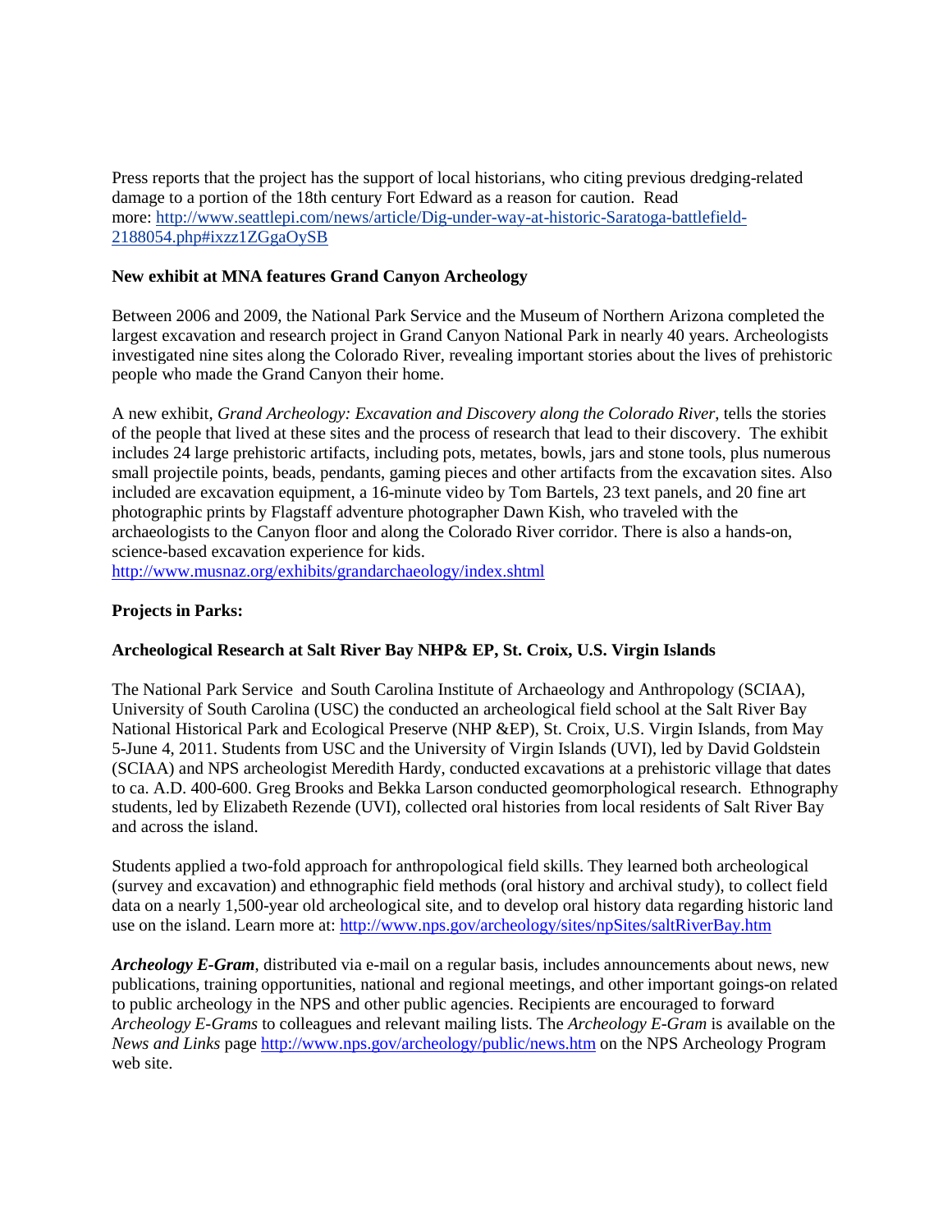Press reports that the project has the support of local historians, who citing previous dredging-related damage to a portion of the 18th century Fort Edward as a reason for caution. Read more: http://www.seattlepi.com/news/article/Dig-under-way-at-historic-Saratoga-battlefield-2188054.php#ixzz1ZGgaOySB

**New exhibit at MNA features Grand Canyon Archeology**

Between 2006 and 2009, the National Park Service and the Museum of Northern Arizona completed the largest excavation and research project in Grand Canyon National Park in nearly 40 years. Archeologists investigated nine sites along the Colorado River, revealing important stories about the lives of prehistoric people who made the Grand Canyon their home.

A new exhibit, *Grand Archeology: Excavation and Discovery along the Colorado River*, tells the stories of the people that lived at these sites and the process of research that lead to their discovery. The exhibit includes 24 large prehistoric artifacts, including pots, metates, bowls, jars and stone tools, plus numerous small projectile points, beads, pendants, gaming pieces and other artifacts from the excavation sites. Also included are excavation equipment, a 16-minute video by Tom Bartels, 23 text panels, and 20 fine art photographic prints by Flagstaff adventure photographer Dawn Kish, who traveled with the archaeologists to the Canyon floor and along the Colorado River corridor. There is also a hands-on, science-based excavation experience for kids.
http://www.musnaz.org/exhibits/grandarchaeology/index.shtml

**Projects in Parks:**

**Archeological Research at Salt River Bay NHP& EP, St. Croix, U.S. Virgin Islands**

The National Park Service and South Carolina Institute of Archaeology and Anthropology (SCIAA), University of South Carolina (USC) the conducted an archeological field school at the Salt River Bay National Historical Park and Ecological Preserve (NHP &EP), St. Croix, U.S. Virgin Islands, from May 5-June 4, 2011. Students from USC and the University of Virgin Islands (UVI), led by David Goldstein (SCIAA) and NPS archeologist Meredith Hardy, conducted excavations at a prehistoric village that dates to ca. A.D. 400-600. Greg Brooks and Bekka Larson conducted geomorphological research. Ethnography students, led by Elizabeth Rezende (UVI), collected oral histories from local residents of Salt River Bay and across the island.

Students applied a two-fold approach for anthropological field skills. They learned both archeological (survey and excavation) and ethnographic field methods (oral history and archival study), to collect field data on a nearly 1,500-year old archeological site, and to develop oral history data regarding historic land use on the island. Learn more at: http://www.nps.gov/archeology/sites/npSites/saltRiverBay.htm

***Archeology E-Gram***, distributed via e-mail on a regular basis, includes announcements about news, new publications, training opportunities, national and regional meetings, and other important goings-on related to public archeology in the NPS and other public agencies. Recipients are encouraged to forward *Archeology E-Grams* to colleagues and relevant mailing lists. The *Archeology E-Gram* is available on the *News and Links* page http://www.nps.gov/archeology/public/news.htm on the NPS Archeology Program web site.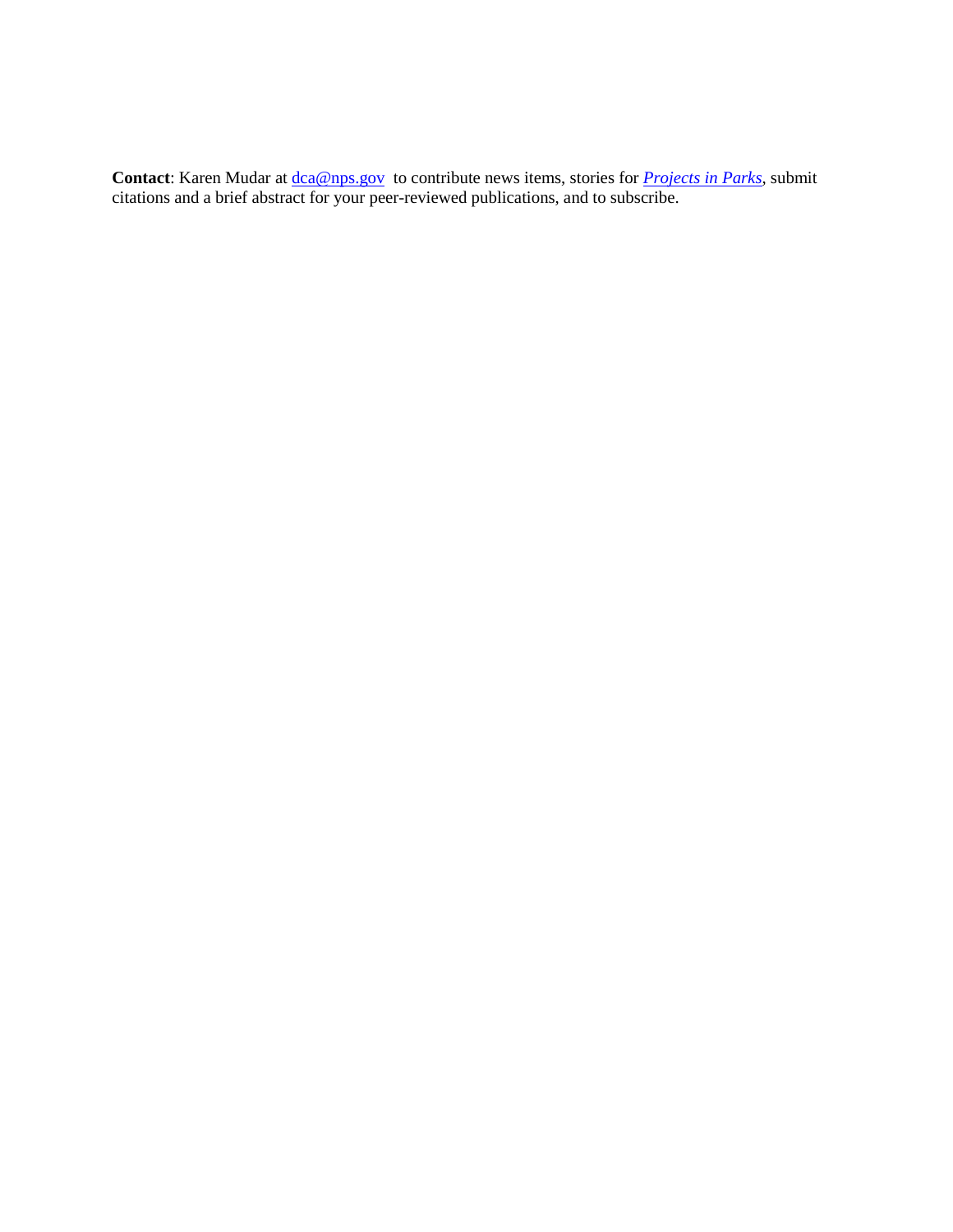**Contact**: Karen Mudar at dca@nps.gov to contribute news items, stories for ***Projects in Parks***, submit citations and a brief abstract for your peer-reviewed publications, and to subscribe.